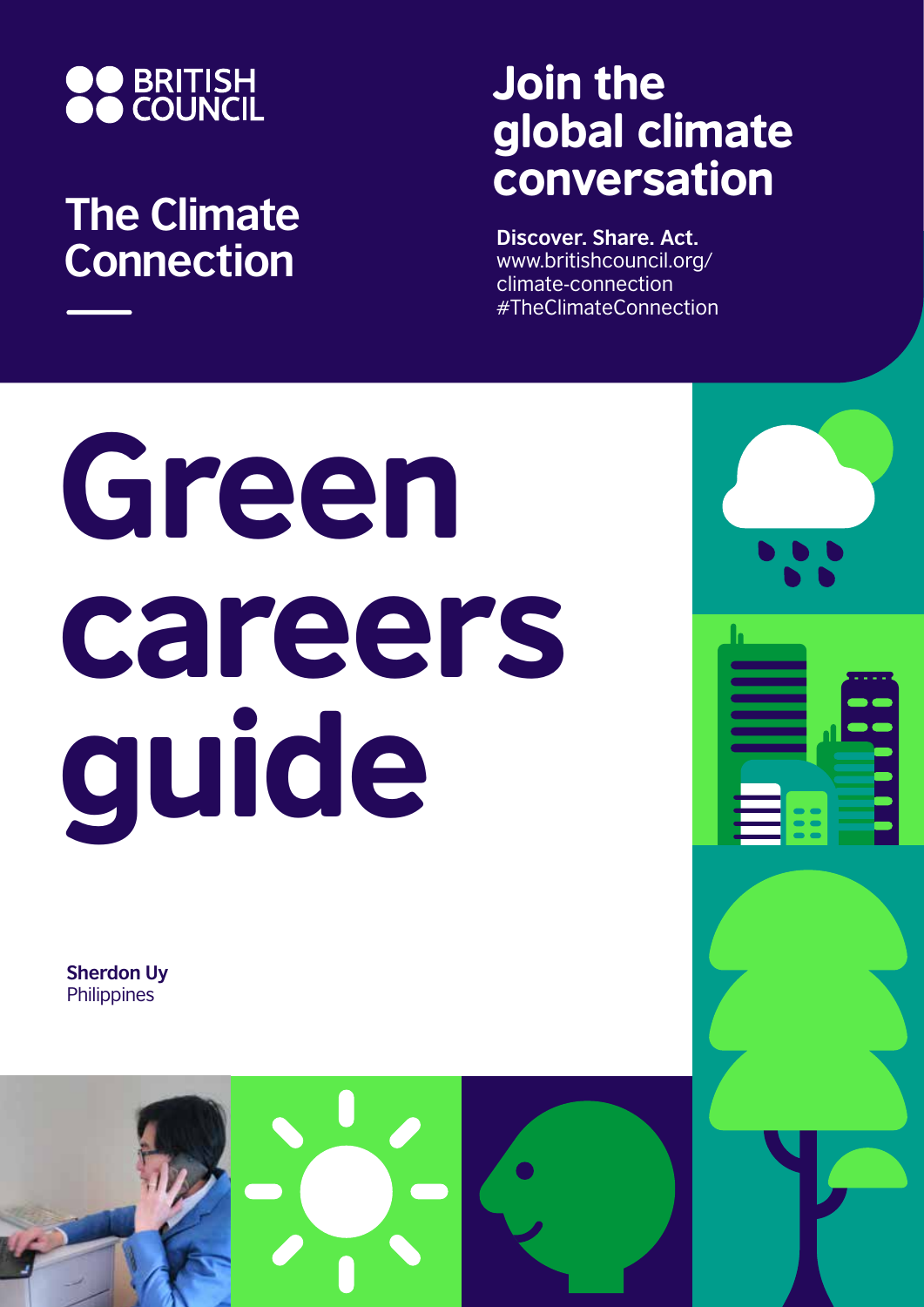BRITISH COUNCIL

The Climate Connection

# Join the global climate conversation

**Discover. Share. Act.**
www.britishcouncil.org/climate-connection
#TheClimateConnection

# Green careers guide

**Sherdon Uy**
Philippines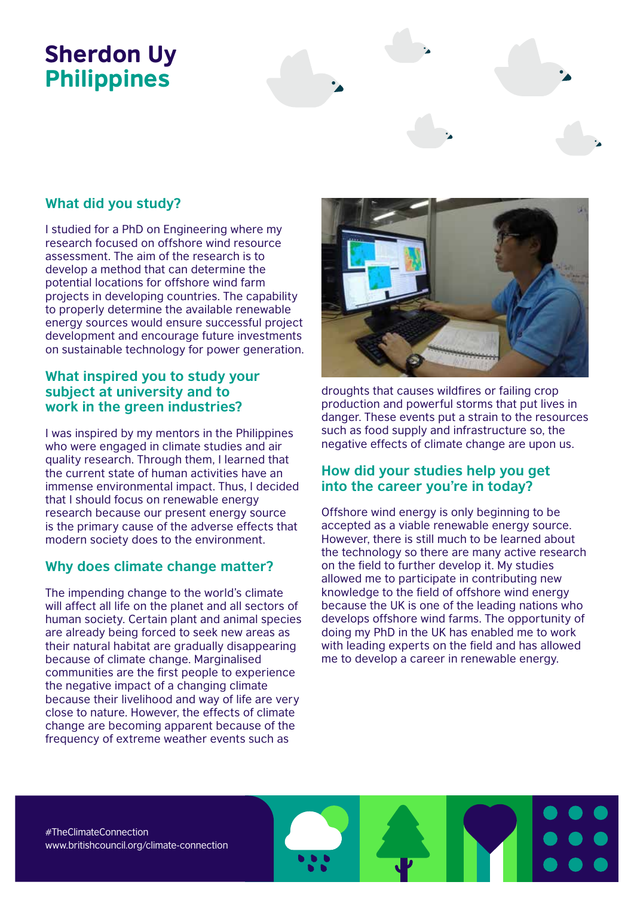# Sherdon Uy
## Philippines

### What did you study?

I studied for a PhD on Engineering where my research focused on offshore wind resource assessment. The aim of the research is to develop a method that can determine the potential locations for offshore wind farm projects in developing countries. The capability to properly determine the available renewable energy sources would ensure successful project development and encourage future investments on sustainable technology for power generation.

### What inspired you to study your subject at university and to work in the green industries?

I was inspired by my mentors in the Philippines who were engaged in climate studies and air quality research. Through them, I learned that the current state of human activities have an immense environmental impact. Thus, I decided that I should focus on renewable energy research because our present energy source is the primary cause of the adverse effects that modern society does to the environment.

### Why does climate change matter?

The impending change to the world's climate will affect all life on the planet and all sectors of human society. Certain plant and animal species are already being forced to seek new areas as their natural habitat are gradually disappearing because of climate change. Marginalised communities are the first people to experience the negative impact of a changing climate because their livelihood and way of life are very close to nature. However, the effects of climate change are becoming apparent because of the frequency of extreme weather events such as droughts that causes wildfires or failing crop production and powerful storms that put lives in danger. These events put a strain to the resources such as food supply and infrastructure so, the negative effects of climate change are upon us.

### How did your studies help you get into the career you're in today?

Offshore wind energy is only beginning to be accepted as a viable renewable energy source. However, there is still much to be learned about the technology so there are many active research on the field to further develop it. My studies allowed me to participate in contributing new knowledge to the field of offshore wind energy because the UK is one of the leading nations who develops offshore wind farms. The opportunity of doing my PhD in the UK has enabled me to work with leading experts on the field and has allowed me to develop a career in renewable energy.

#TheClimateConnection
www.britishcouncil.org/climate-connection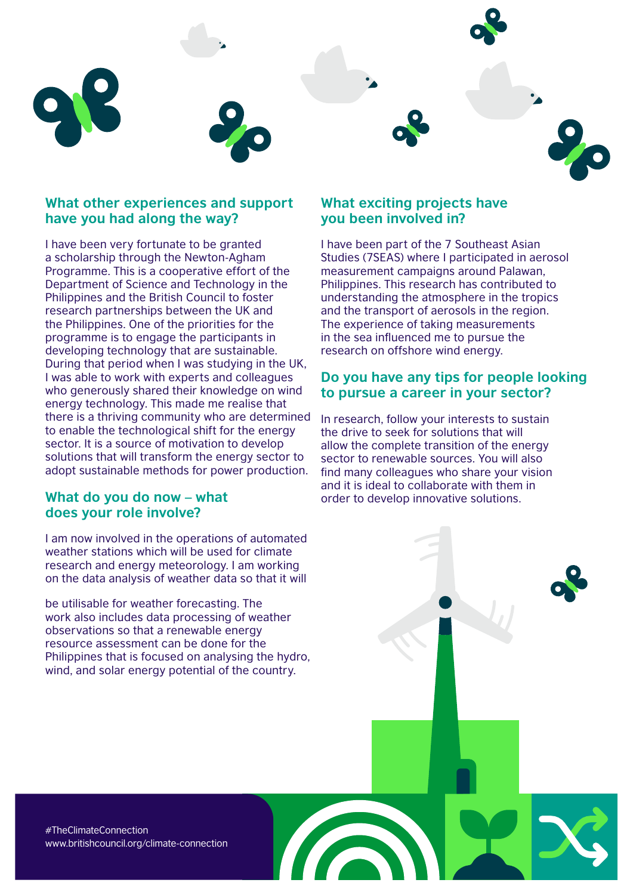## What other experiences and support have you had along the way?

I have been very fortunate to be granted a scholarship through the Newton-Agham Programme. This is a cooperative effort of the Department of Science and Technology in the Philippines and the British Council to foster research partnerships between the UK and the Philippines. One of the priorities for the programme is to engage the participants in developing technology that are sustainable. During that period when I was studying in the UK, I was able to work with experts and colleagues who generously shared their knowledge on wind energy technology. This made me realise that there is a thriving community who are determined to enable the technological shift for the energy sector. It is a source of motivation to develop solutions that will transform the energy sector to adopt sustainable methods for power production.

## What do you do now – what does your role involve?

I am now involved in the operations of automated weather stations which will be used for climate research and energy meteorology. I am working on the data analysis of weather data so that it will be utilisable for weather forecasting. The work also includes data processing of weather observations so that a renewable energy resource assessment can be done for the Philippines that is focused on analysing the hydro, wind, and solar energy potential of the country.

## What exciting projects have you been involved in?

I have been part of the 7 Southeast Asian Studies (7SEAS) where I participated in aerosol measurement campaigns around Palawan, Philippines. This research has contributed to understanding the atmosphere in the tropics and the transport of aerosols in the region. The experience of taking measurements in the sea influenced me to pursue the research on offshore wind energy.

## Do you have any tips for people looking to pursue a career in your sector?

In research, follow your interests to sustain the drive to seek for solutions that will allow the complete transition of the energy sector to renewable sources. You will also find many colleagues who share your vision and it is ideal to collaborate with them in order to develop innovative solutions.

#TheClimateConnection
www.britishcouncil.org/climate-connection